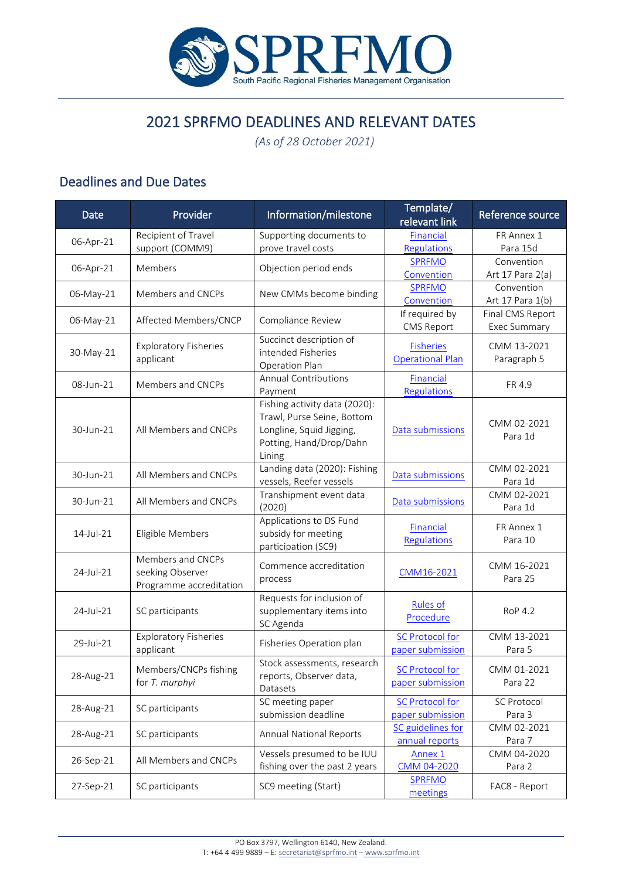# 2021 SPRFMO DEADLINES AND RELEVANT DATES

*(As of 28 October 2021)*

## Deadlines and Due Dates

| Date | Provider | Information/milestone | Template/ relevant link | Reference source |
|---|---|---|---|---|
| 06-Apr-21 | Recipient of Travel support (COMM9) | Supporting documents to prove travel costs | Financial Regulations | FR Annex 1 Para 15d |
| 06-Apr-21 | Members | Objection period ends | SPRFMO Convention | Convention Art 17 Para 2(a) |
| 06-May-21 | Members and CNCPs | New CMMs become binding | SPRFMO Convention | Convention Art 17 Para 1(b) |
| 06-May-21 | Affected Members/CNCP | Compliance Review | If required by CMS Report | Final CMS Report Exec Summary |
| 30-May-21 | Exploratory Fisheries applicant | Succinct description of intended Fisheries Operation Plan | Fisheries Operational Plan | CMM 13-2021 Paragraph 5 |
| 08-Jun-21 | Members and CNCPs | Annual Contributions Payment | Financial Regulations | FR 4.9 |
| 30-Jun-21 | All Members and CNCPs | Fishing activity data (2020): Trawl, Purse Seine, Bottom Longline, Squid Jigging, Potting, Hand/Drop/Dahn Lining | Data submissions | CMM 02-2021 Para 1d |
| 30-Jun-21 | All Members and CNCPs | Landing data (2020): Fishing vessels, Reefer vessels | Data submissions | CMM 02-2021 Para 1d |
| 30-Jun-21 | All Members and CNCPs | Transhipment event data (2020) | Data submissions | CMM 02-2021 Para 1d |
| 14-Jul-21 | Eligible Members | Applications to DS Fund subsidy for meeting participation (SC9) | Financial Regulations | FR Annex 1 Para 10 |
| 24-Jul-21 | Members and CNCPs seeking Observer Programme accreditation | Commence accreditation process | CMM16-2021 | CMM 16-2021 Para 25 |
| 24-Jul-21 | SC participants | Requests for inclusion of supplementary items into SC Agenda | Rules of Procedure | RoP 4.2 |
| 29-Jul-21 | Exploratory Fisheries applicant | Fisheries Operation plan | SC Protocol for paper submission | CMM 13-2021 Para 5 |
| 28-Aug-21 | Members/CNCPs fishing for *T. murphyi* | Stock assessments, research reports, Observer data, Datasets | SC Protocol for paper submission | CMM 01-2021 Para 22 |
| 28-Aug-21 | SC participants | SC meeting paper submission deadline | SC Protocol for paper submission | SC Protocol Para 3 |
| 28-Aug-21 | SC participants | Annual National Reports | SC guidelines for annual reports | CMM 02-2021 Para 7 |
| 26-Sep-21 | All Members and CNCPs | Vessels presumed to be IUU fishing over the past 2 years | Annex 1 CMM 04-2020 | CMM 04-2020 Para 2 |
| 27-Sep-21 | SC participants | SC9 meeting (Start) | SPRFMO meetings | FAC8 - Report |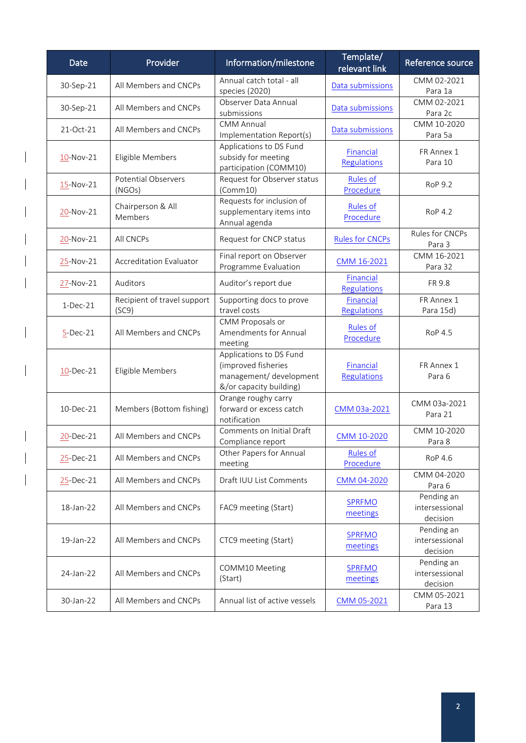| Date | Provider | Information/milestone | Template/ relevant link | Reference source |
|---|---|---|---|---|
| 30-Sep-21 | All Members and CNCPs | Annual catch total - all species (2020) | Data submissions | CMM 02-2021 Para 1a |
| 30-Sep-21 | All Members and CNCPs | Observer Data Annual submissions | Data submissions | CMM 02-2021 Para 2c |
| 21-Oct-21 | All Members and CNCPs | CMM Annual Implementation Report(s) | Data submissions | CMM 10-2020 Para 5a |
| 10-Nov-21 | Eligible Members | Applications to DS Fund subsidy for meeting participation (COMM10) | Financial Regulations | FR Annex 1 Para 10 |
| 15-Nov-21 | Potential Observers (NGOs) | Request for Observer status (Comm10) | Rules of Procedure | RoP 9.2 |
| 20-Nov-21 | Chairperson & All Members | Requests for inclusion of supplementary items into Annual agenda | Rules of Procedure | RoP 4.2 |
| 20-Nov-21 | All CNCPs | Request for CNCP status | Rules for CNCPs | Rules for CNCPs Para 3 |
| 25-Nov-21 | Accreditation Evaluator | Final report on Observer Programme Evaluation | CMM 16-2021 | CMM 16-2021 Para 32 |
| 27-Nov-21 | Auditors | Auditor's report due | Financial Regulations | FR 9.8 |
| 1-Dec-21 | Recipient of travel support (SC9) | Supporting docs to prove travel costs | Financial Regulations | FR Annex 1 Para 15d) |
| 5-Dec-21 | All Members and CNCPs | CMM Proposals or Amendments for Annual meeting | Rules of Procedure | RoP 4.5 |
| 10-Dec-21 | Eligible Members | Applications to DS Fund (improved fisheries management/ development &/or capacity building) | Financial Regulations | FR Annex 1 Para 6 |
| 10-Dec-21 | Members (Bottom fishing) | Orange roughy carry forward or excess catch notification | CMM 03a-2021 | CMM 03a-2021 Para 21 |
| 20-Dec-21 | All Members and CNCPs | Comments on Initial Draft Compliance report | CMM 10-2020 | CMM 10-2020 Para 8 |
| 25-Dec-21 | All Members and CNCPs | Other Papers for Annual meeting | Rules of Procedure | RoP 4.6 |
| 25-Dec-21 | All Members and CNCPs | Draft IUU List Comments | CMM 04-2020 | CMM 04-2020 Para 6 |
| 18-Jan-22 | All Members and CNCPs | FAC9 meeting (Start) | SPRFMO meetings | Pending an intersessional decision |
| 19-Jan-22 | All Members and CNCPs | CTC9 meeting (Start) | SPRFMO meetings | Pending an intersessional decision |
| 24-Jan-22 | All Members and CNCPs | COMM10 Meeting (Start) | SPRFMO meetings | Pending an intersessional decision |
| 30-Jan-22 | All Members and CNCPs | Annual list of active vessels | CMM 05-2021 | CMM 05-2021 Para 13 |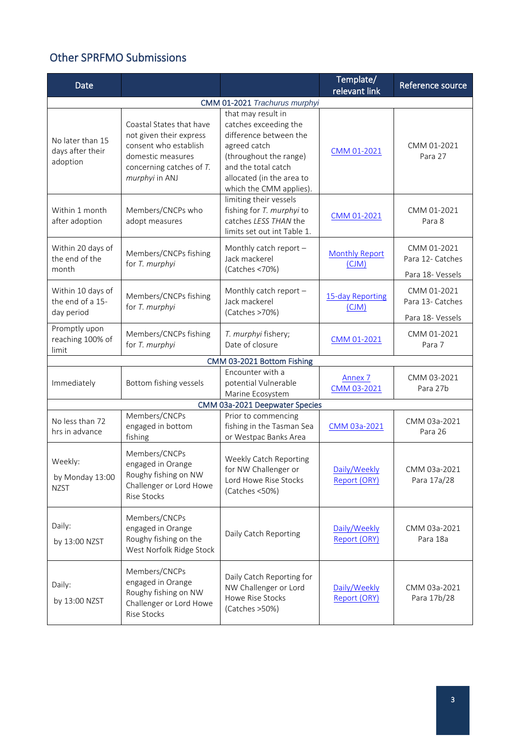## Other SPRFMO Submissions

| Date | | | Template/ relevant link | Reference source |
|---|---|---|---|---|
| **CMM 01-2021 *Trachurus murphyi*** | | | | |
| No later than 15 days after their adoption | Coastal States that have not given their express consent who establish domestic measures concerning catches of *T. murphyi* in ANJ | that may result in catches exceeding the difference between the agreed catch (throughout the range) and the total catch allocated (in the area to which the CMM applies). | CMM 01-2021 | CMM 01-2021 Para 27 |
| Within 1 month after adoption | Members/CNCPs who adopt measures | limiting their vessels fishing for *T. murphyi* to catches *LESS THAN* the limits set out int Table 1. | CMM 01-2021 | CMM 01-2021 Para 8 |
| Within 20 days of the end of the month | Members/CNCPs fishing for *T. murphyi* | Monthly catch report – Jack mackerel (Catches <70%) | Monthly Report (CJM) | CMM 01-2021 Para 12- Catches<br>Para 18- Vessels |
| Within 10 days of the end of a 15-day period | Members/CNCPs fishing for *T. murphyi* | Monthly catch report – Jack mackerel (Catches >70%) | 15-day Reporting (CJM) | CMM 01-2021 Para 13- Catches<br>Para 18- Vessels |
| Promptly upon reaching 100% of limit | Members/CNCPs fishing for *T. murphyi* | *T. murphyi* fishery; Date of closure | CMM 01-2021 | CMM 01-2021 Para 7 |
| **CMM 03-2021 Bottom Fishing** | | | | |
| Immediately | Bottom fishing vessels | Encounter with a potential Vulnerable Marine Ecosystem | Annex 7 CMM 03-2021 | CMM 03-2021 Para 27b |
| **CMM 03a-2021 Deepwater Species** | | | | |
| No less than 72 hrs in advance | Members/CNCPs engaged in bottom fishing | Prior to commencing fishing in the Tasman Sea or Westpac Banks Area | CMM 03a-2021 | CMM 03a-2021 Para 26 |
| Weekly:<br>by Monday 13:00 NZST | Members/CNCPs engaged in Orange Roughy fishing on NW Challenger or Lord Howe Rise Stocks | Weekly Catch Reporting for NW Challenger or Lord Howe Rise Stocks (Catches <50%) | Daily/Weekly Report (ORY) | CMM 03a-2021 Para 17a/28 |
| Daily:<br>by 13:00 NZST | Members/CNCPs engaged in Orange Roughy fishing on the West Norfolk Ridge Stock | Daily Catch Reporting | Daily/Weekly Report (ORY) | CMM 03a-2021 Para 18a |
| Daily:<br>by 13:00 NZST | Members/CNCPs engaged in Orange Roughy fishing on NW Challenger or Lord Howe Rise Stocks | Daily Catch Reporting for NW Challenger or Lord Howe Rise Stocks (Catches >50%) | Daily/Weekly Report (ORY) | CMM 03a-2021 Para 17b/28 |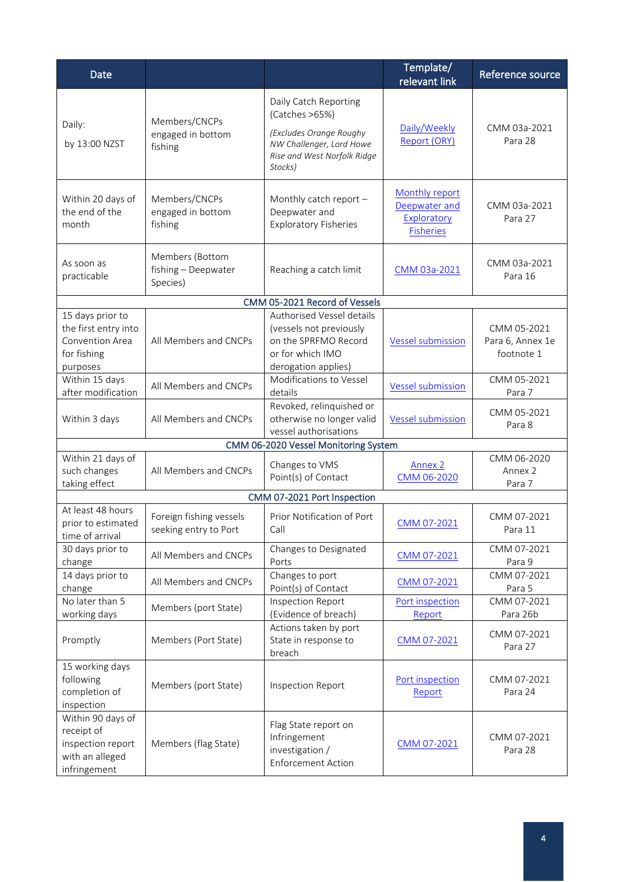| Date | | | Template/ relevant link | Reference source |
|---|---|---|---|---|
| Daily: by 13:00 NZST | Members/CNCPs engaged in bottom fishing | Daily Catch Reporting (Catches >65%) *(Excludes Orange Roughy NW Challenger, Lord Howe Rise and West Norfolk Ridge Stocks)* | Daily/Weekly Report (ORY) | CMM 03a-2021 Para 28 |
| Within 20 days of the end of the month | Members/CNCPs engaged in bottom fishing | Monthly catch report – Deepwater and Exploratory Fisheries | Monthly report Deepwater and Exploratory Fisheries | CMM 03a-2021 Para 27 |
| As soon as practicable | Members (Bottom fishing – Deepwater Species) | Reaching a catch limit | CMM 03a-2021 | CMM 03a-2021 Para 16 |
| **CMM 05-2021 Record of Vessels** | | | | |
| 15 days prior to the first entry into Convention Area for fishing purposes | All Members and CNCPs | Authorised Vessel details (vessels not previously on the SPRFMO Record or for which IMO derogation applies) | Vessel submission | CMM 05-2021 Para 6, Annex 1e footnote 1 |
| Within 15 days after modification | All Members and CNCPs | Modifications to Vessel details | Vessel submission | CMM 05-2021 Para 7 |
| Within 3 days | All Members and CNCPs | Revoked, relinquished or otherwise no longer valid vessel authorisations | Vessel submission | CMM 05-2021 Para 8 |
| **CMM 06-2020 Vessel Monitoring System** | | | | |
| Within 21 days of such changes taking effect | All Members and CNCPs | Changes to VMS Point(s) of Contact | Annex 2 CMM 06-2020 | CMM 06-2020 Annex 2 Para 7 |
| **CMM 07-2021 Port Inspection** | | | | |
| At least 48 hours prior to estimated time of arrival | Foreign fishing vessels seeking entry to Port | Prior Notification of Port Call | CMM 07-2021 | CMM 07-2021 Para 11 |
| 30 days prior to change | All Members and CNCPs | Changes to Designated Ports | CMM 07-2021 | CMM 07-2021 Para 9 |
| 14 days prior to change | All Members and CNCPs | Changes to port Point(s) of Contact | CMM 07-2021 | CMM 07-2021 Para 5 |
| No later than 5 working days | Members (port State) | Inspection Report (Evidence of breach) | Port inspection Report | CMM 07-2021 Para 26b |
| Promptly | Members (Port State) | Actions taken by port State in response to breach | CMM 07-2021 | CMM 07-2021 Para 27 |
| 15 working days following completion of inspection | Members (port State) | Inspection Report | Port inspection Report | CMM 07-2021 Para 24 |
| Within 90 days of receipt of inspection report with an alleged infringement | Members (flag State) | Flag State report on Infringement investigation / Enforcement Action | CMM 07-2021 | CMM 07-2021 Para 28 |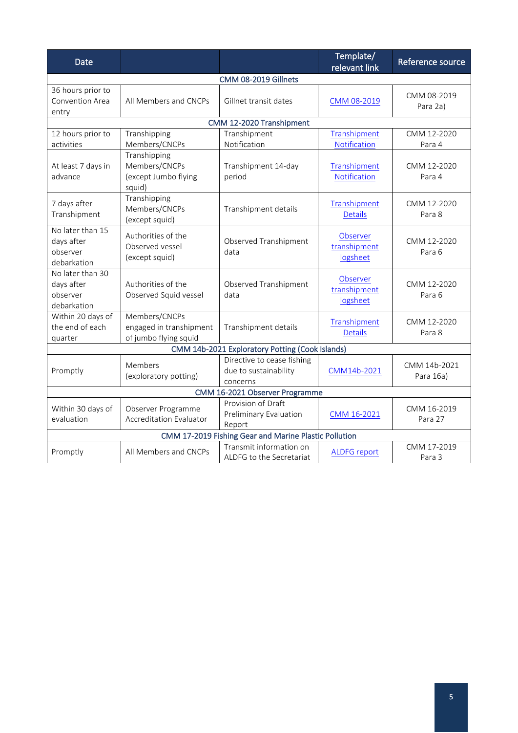| Date | | | Template/ relevant link | Reference source |
|---|---|---|---|---|
| CMM 08-2019 Gillnets | | | | |
| 36 hours prior to Convention Area entry | All Members and CNCPs | Gillnet transit dates | CMM 08-2019 | CMM 08-2019 Para 2a) |
| CMM 12-2020 Transhipment | | | | |
| 12 hours prior to activities | Transhipping Members/CNCPs | Transhipment Notification | Transhipment Notification | CMM 12-2020 Para 4 |
| At least 7 days in advance | Transhipping Members/CNCPs (except Jumbo flying squid) | Transhipment 14-day period | Transhipment Notification | CMM 12-2020 Para 4 |
| 7 days after Transhipment | Transhipping Members/CNCPs (except squid) | Transhipment details | Transhipment Details | CMM 12-2020 Para 8 |
| No later than 15 days after observer debarkation | Authorities of the Observed vessel (except squid) | Observed Transhipment data | Observer transhipment logsheet | CMM 12-2020 Para 6 |
| No later than 30 days after observer debarkation | Authorities of the Observed Squid vessel | Observed Transhipment data | Observer transhipment logsheet | CMM 12-2020 Para 6 |
| Within 20 days of the end of each quarter | Members/CNCPs engaged in transhipment of jumbo flying squid | Transhipment details | Transhipment Details | CMM 12-2020 Para 8 |
| CMM 14b-2021 Exploratory Potting (Cook Islands) | | | | |
| Promptly | Members (exploratory potting) | Directive to cease fishing due to sustainability concerns | CMM14b-2021 | CMM 14b-2021 Para 16a) |
| CMM 16-2021 Observer Programme | | | | |
| Within 30 days of evaluation | Observer Programme Accreditation Evaluator | Provision of Draft Preliminary Evaluation Report | CMM 16-2021 | CMM 16-2019 Para 27 |
| CMM 17-2019 Fishing Gear and Marine Plastic Pollution | | | | |
| Promptly | All Members and CNCPs | Transmit information on ALDFG to the Secretariat | ALDFG report | CMM 17-2019 Para 3 |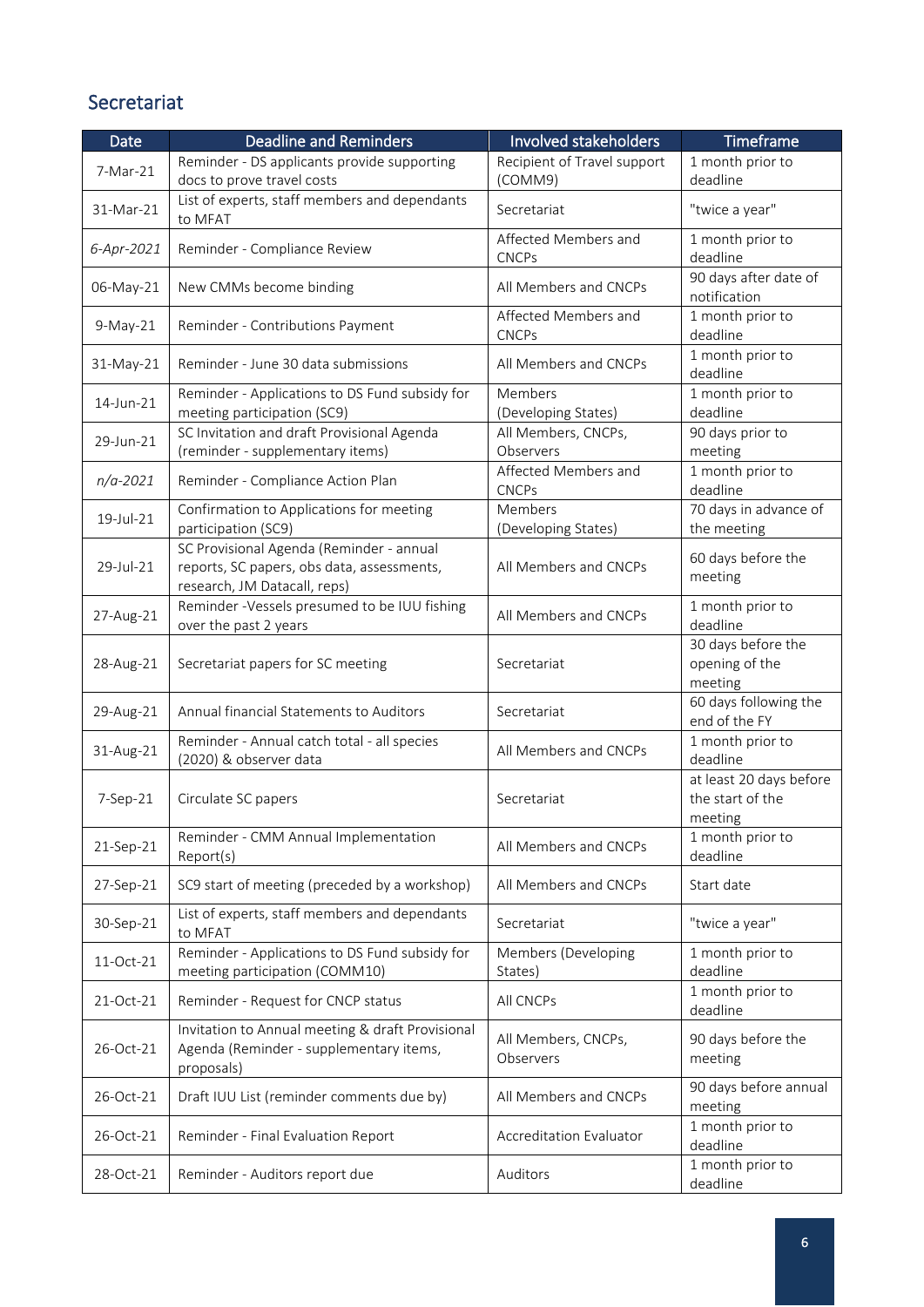## Secretariat

| Date | Deadline and Reminders | Involved stakeholders | Timeframe |
|---|---|---|---|
| 7-Mar-21 | Reminder - DS applicants provide supporting docs to prove travel costs | Recipient of Travel support (COMM9) | 1 month prior to deadline |
| 31-Mar-21 | List of experts, staff members and dependants to MFAT | Secretariat | "twice a year" |
| *6-Apr-2021* | Reminder - Compliance Review | Affected Members and CNCPs | 1 month prior to deadline |
| 06-May-21 | New CMMs become binding | All Members and CNCPs | 90 days after date of notification |
| 9-May-21 | Reminder - Contributions Payment | Affected Members and CNCPs | 1 month prior to deadline |
| 31-May-21 | Reminder - June 30 data submissions | All Members and CNCPs | 1 month prior to deadline |
| 14-Jun-21 | Reminder - Applications to DS Fund subsidy for meeting participation (SC9) | Members (Developing States) | 1 month prior to deadline |
| 29-Jun-21 | SC Invitation and draft Provisional Agenda (reminder - supplementary items) | All Members, CNCPs, Observers | 90 days prior to meeting |
| *n/a-2021* | Reminder - Compliance Action Plan | Affected Members and CNCPs | 1 month prior to deadline |
| 19-Jul-21 | Confirmation to Applications for meeting participation (SC9) | Members (Developing States) | 70 days in advance of the meeting |
| 29-Jul-21 | SC Provisional Agenda (Reminder - annual reports, SC papers, obs data, assessments, research, JM Datacall, reps) | All Members and CNCPs | 60 days before the meeting |
| 27-Aug-21 | Reminder -Vessels presumed to be IUU fishing over the past 2 years | All Members and CNCPs | 1 month prior to deadline |
| 28-Aug-21 | Secretariat papers for SC meeting | Secretariat | 30 days before the opening of the meeting |
| 29-Aug-21 | Annual financial Statements to Auditors | Secretariat | 60 days following the end of the FY |
| 31-Aug-21 | Reminder - Annual catch total - all species (2020) & observer data | All Members and CNCPs | 1 month prior to deadline |
| 7-Sep-21 | Circulate SC papers | Secretariat | at least 20 days before the start of the meeting |
| 21-Sep-21 | Reminder - CMM Annual Implementation Report(s) | All Members and CNCPs | 1 month prior to deadline |
| 27-Sep-21 | SC9 start of meeting (preceded by a workshop) | All Members and CNCPs | Start date |
| 30-Sep-21 | List of experts, staff members and dependants to MFAT | Secretariat | "twice a year" |
| 11-Oct-21 | Reminder - Applications to DS Fund subsidy for meeting participation (COMM10) | Members (Developing States) | 1 month prior to deadline |
| 21-Oct-21 | Reminder - Request for CNCP status | All CNCPs | 1 month prior to deadline |
| 26-Oct-21 | Invitation to Annual meeting & draft Provisional Agenda (Reminder - supplementary items, proposals) | All Members, CNCPs, Observers | 90 days before the meeting |
| 26-Oct-21 | Draft IUU List (reminder comments due by) | All Members and CNCPs | 90 days before annual meeting |
| 26-Oct-21 | Reminder - Final Evaluation Report | Accreditation Evaluator | 1 month prior to deadline |
| 28-Oct-21 | Reminder - Auditors report due | Auditors | 1 month prior to deadline |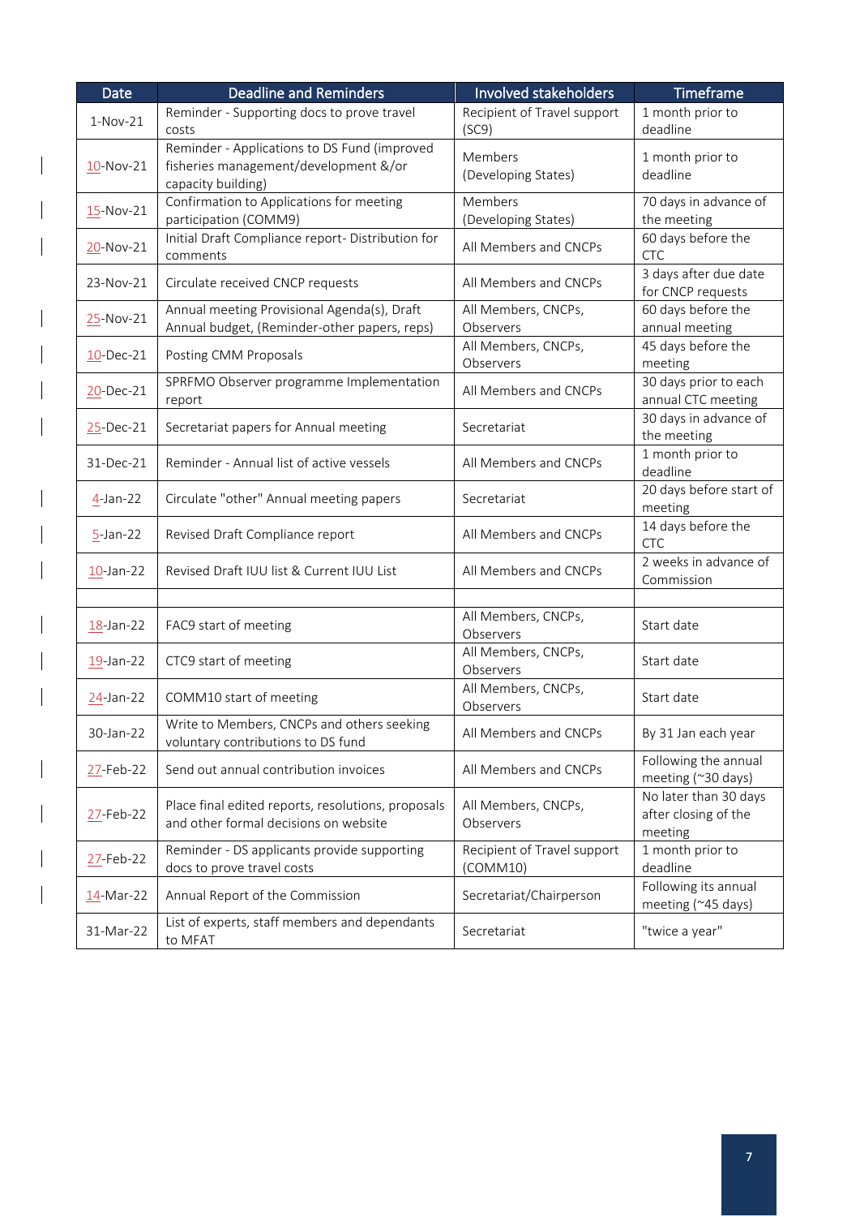| Date | Deadline and Reminders | Involved stakeholders | Timeframe |
| --- | --- | --- | --- |
| 1-Nov-21 | Reminder - Supporting docs to prove travel costs | Recipient of Travel support (SC9) | 1 month prior to deadline |
| 10-Nov-21 | Reminder - Applications to DS Fund (improved fisheries management/development &/or capacity building) | Members (Developing States) | 1 month prior to deadline |
| 15-Nov-21 | Confirmation to Applications for meeting participation (COMM9) | Members (Developing States) | 70 days in advance of the meeting |
| 20-Nov-21 | Initial Draft Compliance report- Distribution for comments | All Members and CNCPs | 60 days before the CTC |
| 23-Nov-21 | Circulate received CNCP requests | All Members and CNCPs | 3 days after due date for CNCP requests |
| 25-Nov-21 | Annual meeting Provisional Agenda(s), Draft Annual budget, (Reminder-other papers, reps) | All Members, CNCPs, Observers | 60 days before the annual meeting |
| 10-Dec-21 | Posting CMM Proposals | All Members, CNCPs, Observers | 45 days before the meeting |
| 20-Dec-21 | SPRFMO Observer programme Implementation report | All Members and CNCPs | 30 days prior to each annual CTC meeting |
| 25-Dec-21 | Secretariat papers for Annual meeting | Secretariat | 30 days in advance of the meeting |
| 31-Dec-21 | Reminder - Annual list of active vessels | All Members and CNCPs | 1 month prior to deadline |
| 4-Jan-22 | Circulate "other" Annual meeting papers | Secretariat | 20 days before start of meeting |
| 5-Jan-22 | Revised Draft Compliance report | All Members and CNCPs | 14 days before the CTC |
| 10-Jan-22 | Revised Draft IUU list & Current IUU List | All Members and CNCPs | 2 weeks in advance of Commission |
| | | | |
| 18-Jan-22 | FAC9 start of meeting | All Members, CNCPs, Observers | Start date |
| 19-Jan-22 | CTC9 start of meeting | All Members, CNCPs, Observers | Start date |
| 24-Jan-22 | COMM10 start of meeting | All Members, CNCPs, Observers | Start date |
| 30-Jan-22 | Write to Members, CNCPs and others seeking voluntary contributions to DS fund | All Members and CNCPs | By 31 Jan each year |
| 27-Feb-22 | Send out annual contribution invoices | All Members and CNCPs | Following the annual meeting (~30 days) |
| 27-Feb-22 | Place final edited reports, resolutions, proposals and other formal decisions on website | All Members, CNCPs, Observers | No later than 30 days after closing of the meeting |
| 27-Feb-22 | Reminder - DS applicants provide supporting docs to prove travel costs | Recipient of Travel support (COMM10) | 1 month prior to deadline |
| 14-Mar-22 | Annual Report of the Commission | Secretariat/Chairperson | Following its annual meeting (~45 days) |
| 31-Mar-22 | List of experts, staff members and dependants to MFAT | Secretariat | "twice a year" |